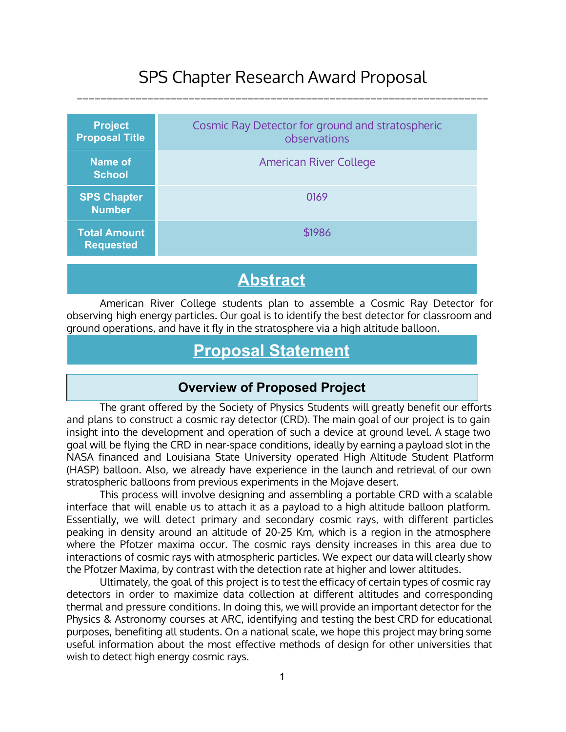# SPS Chapter Research Award Proposal

| Project Proposal Title | Cosmic Ray Detector for ground and stratospheric observations |
|---|---|
| Name of School | American River College |
| SPS Chapter Number | 0169 |
| Total Amount Requested | $1986 |

## Abstract

American River College students plan to assemble a Cosmic Ray Detector for observing high energy particles. Our goal is to identify the best detector for classroom and ground operations, and have it fly in the stratosphere via a high altitude balloon.

## Proposal Statement

### Overview of Proposed Project

The grant offered by the Society of Physics Students will greatly benefit our efforts and plans to construct a cosmic ray detector (CRD). The main goal of our project is to gain insight into the development and operation of such a device at ground level. A stage two goal will be flying the CRD in near-space conditions, ideally by earning a payload slot in the NASA financed and Louisiana State University operated High Altitude Student Platform (HASP) balloon. Also, we already have experience in the launch and retrieval of our own stratospheric balloons from previous experiments in the Mojave desert.

This process will involve designing and assembling a portable CRD with a scalable interface that will enable us to attach it as a payload to a high altitude balloon platform. Essentially, we will detect primary and secondary cosmic rays, with different particles peaking in density around an altitude of 20-25 Km, which is a region in the atmosphere where the Pfotzer maxima occur. The cosmic rays density increases in this area due to interactions of cosmic rays with atmospheric particles. We expect our data will clearly show the Pfotzer Maxima, by contrast with the detection rate at higher and lower altitudes.

Ultimately, the goal of this project is to test the efficacy of certain types of cosmic ray detectors in order to maximize data collection at different altitudes and corresponding thermal and pressure conditions. In doing this, we will provide an important detector for the Physics & Astronomy courses at ARC, identifying and testing the best CRD for educational purposes, benefiting all students. On a national scale, we hope this project may bring some useful information about the most effective methods of design for other universities that wish to detect high energy cosmic rays.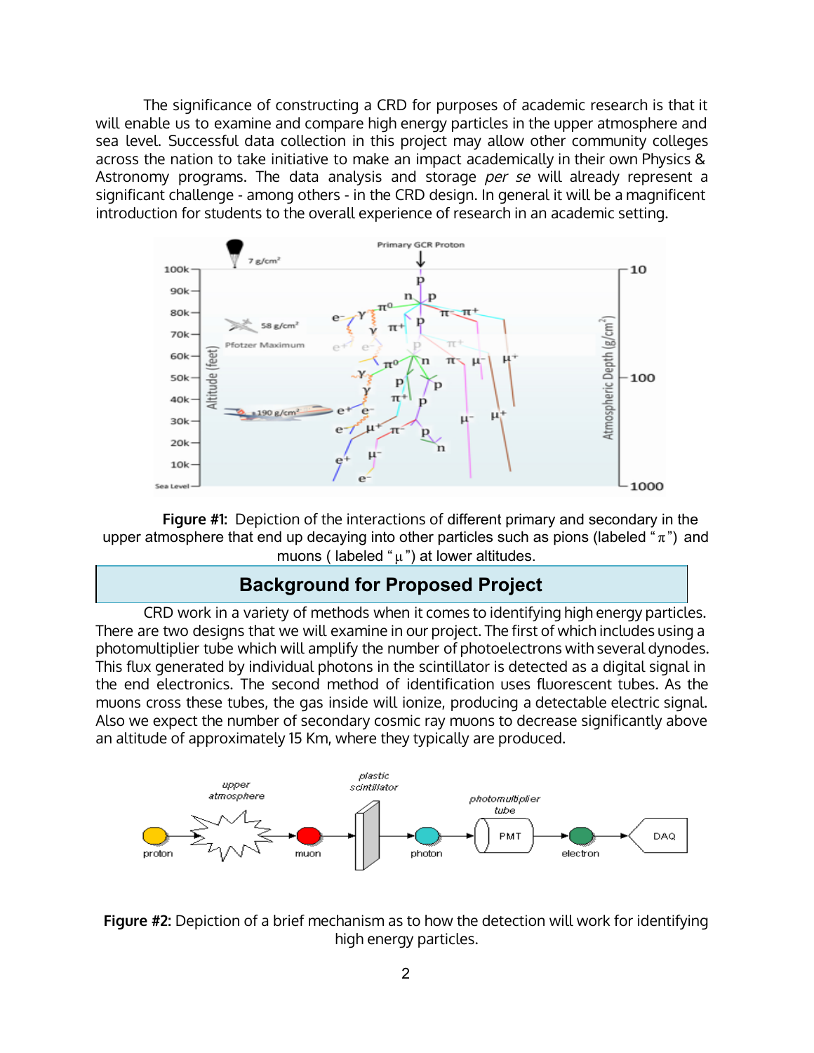The significance of constructing a CRD for purposes of academic research is that it will enable us to examine and compare high energy particles in the upper atmosphere and sea level. Successful data collection in this project may allow other community colleges across the nation to take initiative to make an impact academically in their own Physics & Astronomy programs. The data analysis and storage *per se* will already represent a significant challenge - among others - in the CRD design. In general it will be a magnificent introduction for students to the overall experience of research in an academic setting.

**Figure #1:** Depiction of the interactions of different primary and secondary in the upper atmosphere that end up decaying into other particles such as pions (labeled "$\pi$") and muons ( labeled "$\mu$") at lower altitudes.

## Background for Proposed Project

CRD work in a variety of methods when it comes to identifying high energy particles. There are two designs that we will examine in our project. The first of which includes using a photomultiplier tube which will amplify the number of photoelectrons with several dynodes. This flux generated by individual photons in the scintillator is detected as a digital signal in the end electronics. The second method of identification uses fluorescent tubes. As the muons cross these tubes, the gas inside will ionize, producing a detectable electric signal. Also we expect the number of secondary cosmic ray muons to decrease significantly above an altitude of approximately 15 Km, where they typically are produced.

**Figure #2:** Depiction of a brief mechanism as to how the detection will work for identifying high energy particles.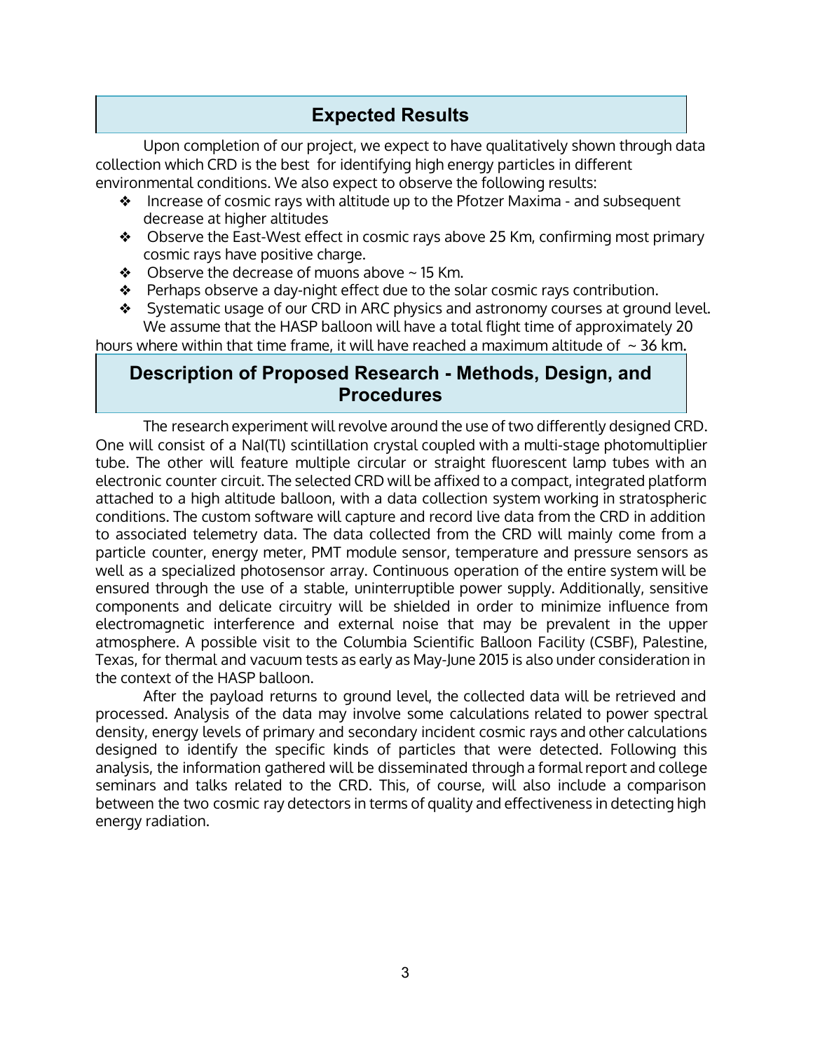## Expected Results

Upon completion of our project, we expect to have qualitatively shown through data collection which CRD is the best for identifying high energy particles in different environmental conditions. We also expect to observe the following results:

- Increase of cosmic rays with altitude up to the Pfotzer Maxima - and subsequent decrease at higher altitudes
- Observe the East-West effect in cosmic rays above 25 Km, confirming most primary cosmic rays have positive charge.
- Observe the decrease of muons above ~ 15 Km.
- Perhaps observe a day-night effect due to the solar cosmic rays contribution.
- Systematic usage of our CRD in ARC physics and astronomy courses at ground level.

We assume that the HASP balloon will have a total flight time of approximately 20 hours where within that time frame, it will have reached a maximum altitude of ~ 36 km.

## Description of Proposed Research - Methods, Design, and Procedures

The research experiment will revolve around the use of two differently designed CRD. One will consist of a NaI(Tl) scintillation crystal coupled with a multi-stage photomultiplier tube. The other will feature multiple circular or straight fluorescent lamp tubes with an electronic counter circuit. The selected CRD will be affixed to a compact, integrated platform attached to a high altitude balloon, with a data collection system working in stratospheric conditions. The custom software will capture and record live data from the CRD in addition to associated telemetry data. The data collected from the CRD will mainly come from a particle counter, energy meter, PMT module sensor, temperature and pressure sensors as well as a specialized photosensor array. Continuous operation of the entire system will be ensured through the use of a stable, uninterruptible power supply. Additionally, sensitive components and delicate circuitry will be shielded in order to minimize influence from electromagnetic interference and external noise that may be prevalent in the upper atmosphere. A possible visit to the Columbia Scientific Balloon Facility (CSBF), Palestine, Texas, for thermal and vacuum tests as early as May-June 2015 is also under consideration in the context of the HASP balloon.

After the payload returns to ground level, the collected data will be retrieved and processed. Analysis of the data may involve some calculations related to power spectral density, energy levels of primary and secondary incident cosmic rays and other calculations designed to identify the specific kinds of particles that were detected. Following this analysis, the information gathered will be disseminated through a formal report and college seminars and talks related to the CRD. This, of course, will also include a comparison between the two cosmic ray detectors in terms of quality and effectiveness in detecting high energy radiation.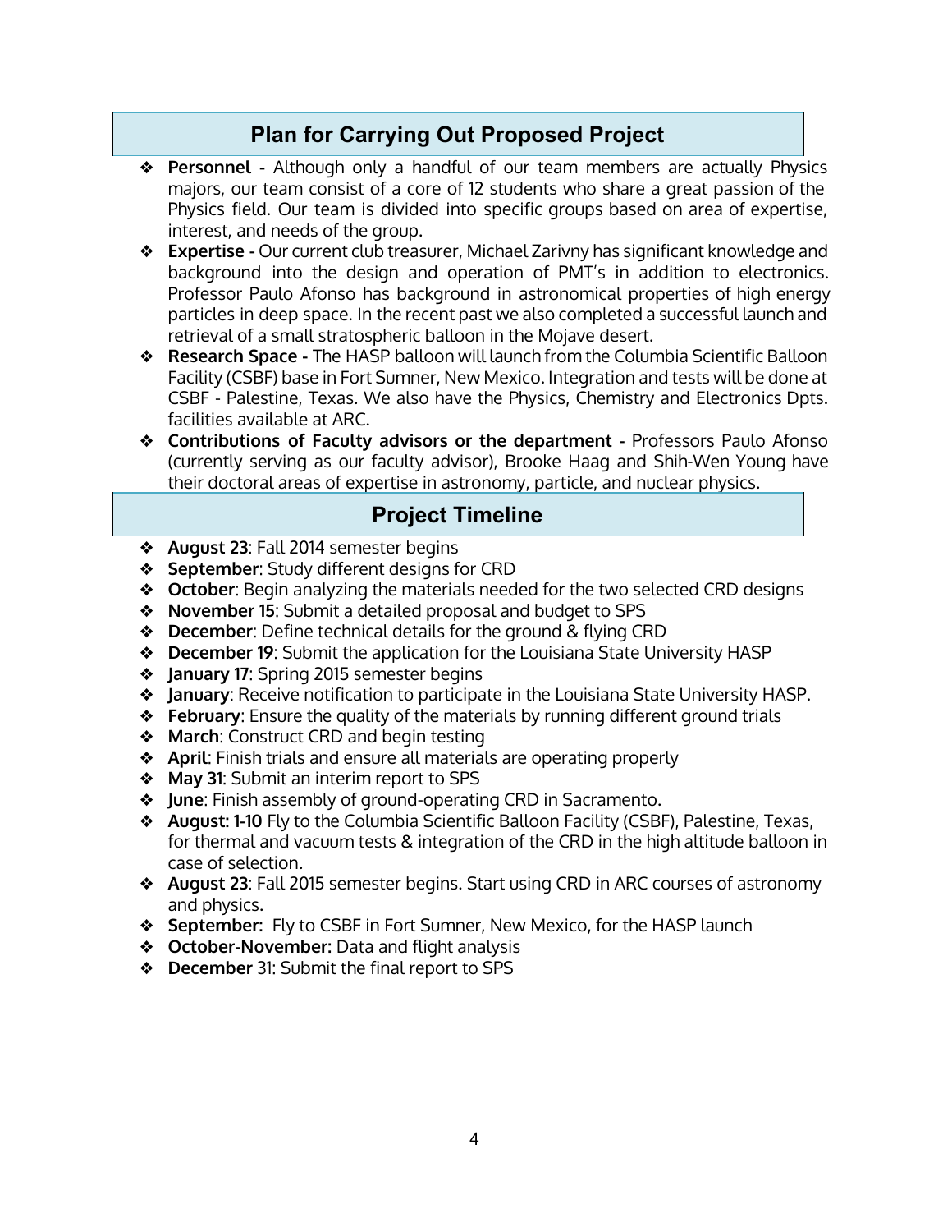## Plan for Carrying Out Proposed Project

- **Personnel -** Although only a handful of our team members are actually Physics majors, our team consist of a core of 12 students who share a great passion of the Physics field. Our team is divided into specific groups based on area of expertise, interest, and needs of the group.
- **Expertise -** Our current club treasurer, Michael Zarivny has significant knowledge and background into the design and operation of PMT's in addition to electronics. Professor Paulo Afonso has background in astronomical properties of high energy particles in deep space. In the recent past we also completed a successful launch and retrieval of a small stratospheric balloon in the Mojave desert.
- **Research Space -** The HASP balloon will launch from the Columbia Scientific Balloon Facility (CSBF) base in Fort Sumner, New Mexico. Integration and tests will be done at CSBF - Palestine, Texas. We also have the Physics, Chemistry and Electronics Dpts. facilities available at ARC.
- **Contributions of Faculty advisors or the department -** Professors Paulo Afonso (currently serving as our faculty advisor), Brooke Haag and Shih-Wen Young have their doctoral areas of expertise in astronomy, particle, and nuclear physics.

## Project Timeline

- **August 23**: Fall 2014 semester begins
- **September**: Study different designs for CRD
- **October**: Begin analyzing the materials needed for the two selected CRD designs
- **November 15**: Submit a detailed proposal and budget to SPS
- **December**: Define technical details for the ground & flying CRD
- **December 19**: Submit the application for the Louisiana State University HASP
- **January 17**: Spring 2015 semester begins
- **January**: Receive notification to participate in the Louisiana State University HASP.
- **February**: Ensure the quality of the materials by running different ground trials
- **March**: Construct CRD and begin testing
- **April**: Finish trials and ensure all materials are operating properly
- **May 31**: Submit an interim report to SPS
- **June**: Finish assembly of ground-operating CRD in Sacramento.
- **August: 1-10** Fly to the Columbia Scientific Balloon Facility (CSBF), Palestine, Texas, for thermal and vacuum tests & integration of the CRD in the high altitude balloon in case of selection.
- **August 23**: Fall 2015 semester begins. Start using CRD in ARC courses of astronomy and physics.
- **September:** Fly to CSBF in Fort Sumner, New Mexico, for the HASP launch
- **October-November:** Data and flight analysis
- **December** 31: Submit the final report to SPS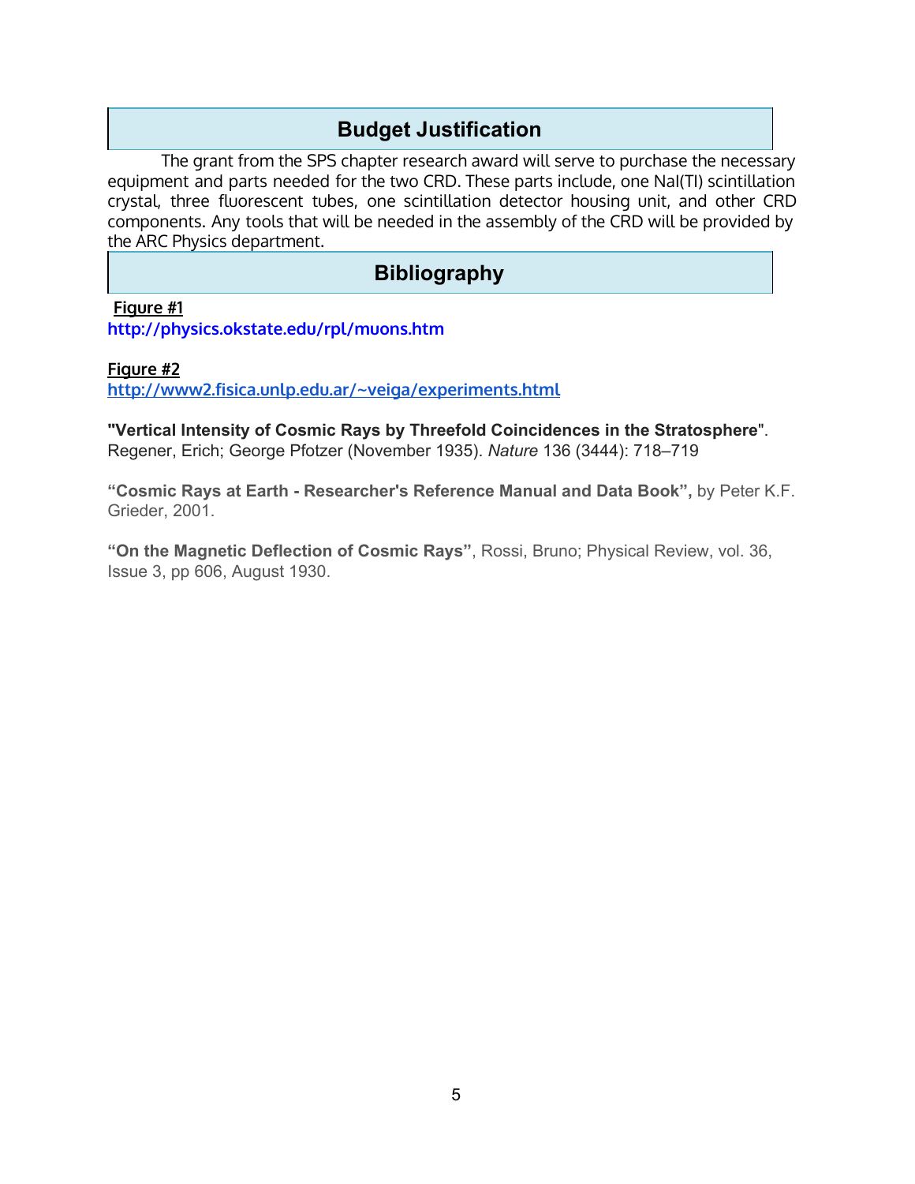## Budget Justification

The grant from the SPS chapter research award will serve to purchase the necessary equipment and parts needed for the two CRD. These parts include, one NaI(TI) scintillation crystal, three fluorescent tubes, one scintillation detector housing unit, and other CRD components. Any tools that will be needed in the assembly of the CRD will be provided by the ARC Physics department.

## Bibliography

**Figure #1**
**http://physics.okstate.edu/rpl/muons.htm**

**Figure #2**
**http://www2.fisica.unlp.edu.ar/~veiga/experiments.html**

**"Vertical Intensity of Cosmic Rays by Threefold Coincidences in the Stratosphere**". Regener, Erich; George Pfotzer (November 1935). *Nature* 136 (3444): 718–719

**"Cosmic Rays at Earth - Researcher's Reference Manual and Data Book",** by Peter K.F. Grieder, 2001.

**"On the Magnetic Deflection of Cosmic Rays"**, Rossi, Bruno; Physical Review, vol. 36, Issue 3, pp 606, August 1930.